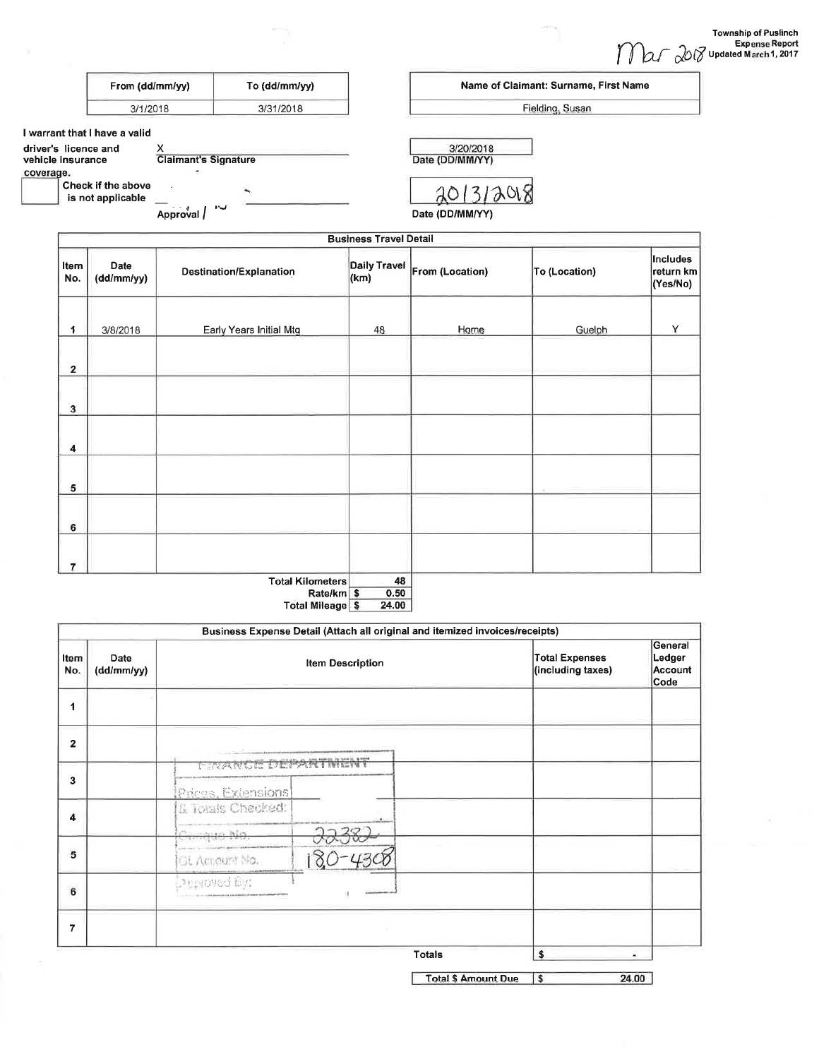Township of Puslinch
Expense Report
Updated March 1, 2017

Mar 2018

| From (dd/mm/yy) | To (dd/mm/yy) |
|---|---|
| 3/1/2018 | 3/31/2018 |

| Name of Claimant: Surname, First Name |
|---|
| Fielding, Susan |

I warrant that I have a valid driver's licence and vehicle insurance coverage.

X ______________________
Claimant's Signature

3/20/2018
Date (DD/MM/YY)

Check if the above is not applicable

______________________
Approval

20/3/2018
Date (DD/MM/YY)

**Business Travel Detail**

| Item No. | Date (dd/mm/yy) | Destination/Explanation | Daily Travel (km) | From (Location) | To (Location) | Includes return km (Yes/No) |
|---|---|---|---|---|---|---|
| 1 | 3/8/2018 | Early Years Initial Mtg | 48 | Home | Guelph | Y |
| 2 | | | | | | |
| 3 | | | | | | |
| 4 | | | | | | |
| 5 | | | | | | |
| 6 | | | | | | |
| 7 | | | | | | |
| | | Total Kilometers | 48 | | | |
| | | Rate/km | $ 0.50 | | | |
| | | Total Mileage | $ 24.00 | | | |

**Business Expense Detail (Attach all original and itemized invoices/receipts)**

| Item No. | Date (dd/mm/yy) | Item Description | Total Expenses (including taxes) | General Ledger Account Code |
|---|---|---|---|---|
| 1 | | | | |
| 2 | | | | |
| 3 | | | | |
| 4 | | | | |
| 5 | | | | |
| 6 | | | | |
| 7 | | | | |
| | | Totals | $ - | |
| | | Total $ Amount Due | $ 24.00 | |

| FINANCE DEPARTMENT | |
|---|---|
| Prices, Extensions & Totals Checked: | |
| Cheque No. | 22382 |
| GL Account No. | 180-4308 |
| Approved By: | |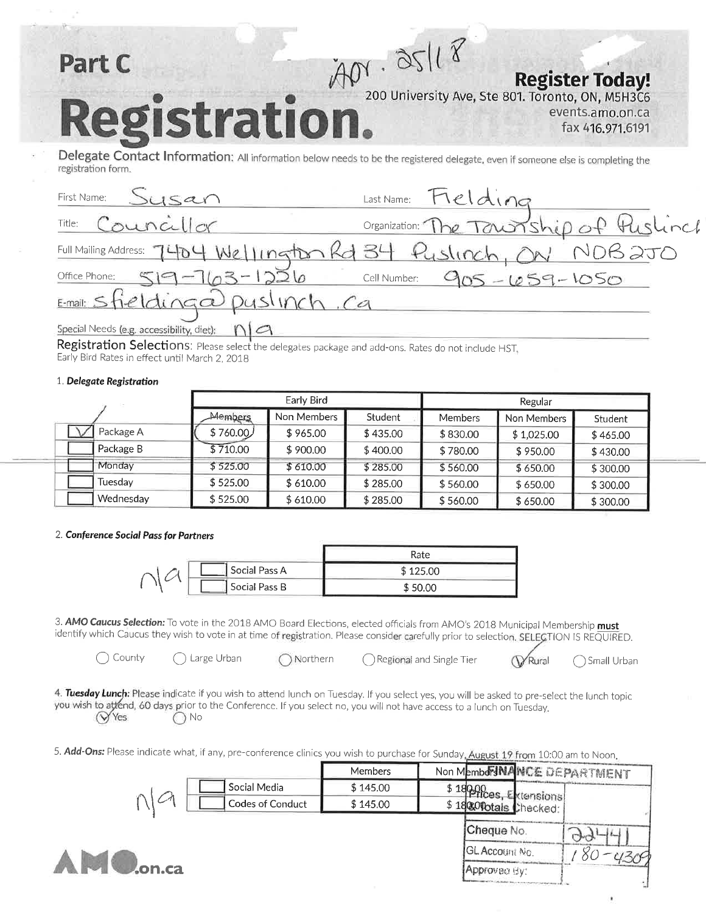# Part C

# Registration.

Apr. 25/18

**Register Today!**
200 University Ave, Ste 801. Toronto, ON, M5H3C6
events.amo.on.ca
fax 416.971.6191

**Delegate Contact Information:** All information below needs to be the registered delegate, even if someone else is completing the registration form.

First Name: Susan    Last Name: Fielding

Title: Councillor    Organization: The Township of Puslinch

Full Mailing Address: 7404 Wellington Rd 34 Puslinch, ON N0B 2J0

Office Phone: 519-763-1226    Cell Number: 905-659-1050

E-mail: sfielding@puslinch.ca

Special Needs (e.g. accessibility, diet): n/a

**Registration Selections:** Please select the delegates package and add-ons. Rates do not include HST, Early Bird Rates in effect until March 2, 2018

1. ***Delegate Registration***

| | Early Bird | | | Regular | | |
|---|---|---|---|---|---|---|
| | Members | Non Members | Student | Members | Non Members | Student |
| ☑ Package A | $ 760.00 (circled) | $ 965.00 | $ 435.00 | $ 830.00 | $ 1,025.00 | $ 465.00 |
| ☐ Package B | $ 710.00 | $ 900.00 | $ 400.00 | $ 780.00 | $ 950.00 | $ 430.00 |
| ☐ Monday | $ 525.00 | $ 610.00 | $ 285.00 | $ 560.00 | $ 650.00 | $ 300.00 |
| ☐ Tuesday | $ 525.00 | $ 610.00 | $ 285.00 | $ 560.00 | $ 650.00 | $ 300.00 |
| ☐ Wednesday | $ 525.00 | $ 610.00 | $ 285.00 | $ 560.00 | $ 650.00 | $ 300.00 |

2. ***Conference Social Pass for Partners***

n/a

| | Rate |
|---|---|
| ☐ Social Pass A | $ 125.00 |
| ☐ Social Pass B | $ 50.00 |

3. ***AMO Caucus Selection:*** To vote in the 2018 AMO Board Elections, elected officials from AMO's 2018 Municipal Membership **must** identify which Caucus they wish to vote in at time of registration. Please consider carefully prior to selection. SELECTION IS REQUIRED.

○ County ○ Large Urban ○ Northern ○ Regional and Single Tier ☑ Rural ○ Small Urban

4. ***Tuesday Lunch:*** Please indicate if you wish to attend lunch on Tuesday. If you select yes, you will be asked to pre-select the lunch topic you wish to attend, 60 days prior to the Conference. If you select no, you will not have access to a lunch on Tuesday.

☑ Yes ○ No

5. ***Add-Ons:*** Please indicate what, if any, pre-conference clinics you wish to purchase for Sunday, August 19 from 10:00 am to Noon.

n/a

| | Members | Non Members |
|---|---|---|
| ☐ Social Media | $ 145.00 | $ 180.00 |
| ☐ Codes of Conduct | $ 145.00 | $ 180.00 |

**FINANCE DEPARTMENT**

| | |
|---|---|
| Prices, Extensions & Totals Checked: | |
| Cheque No. | 22441 |
| GL Account No. | 180-4309 |
| Approved By: | |

AMO.on.ca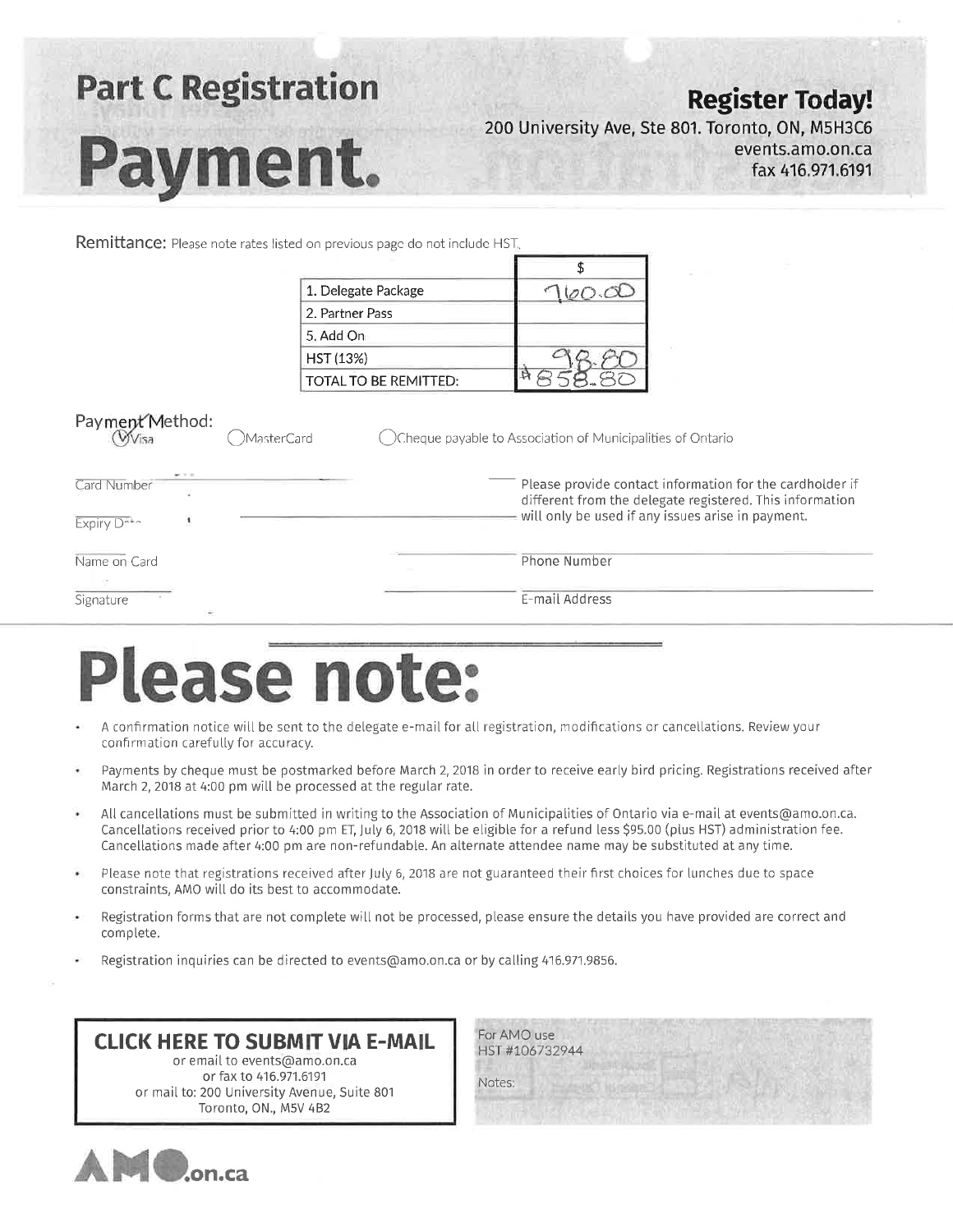# Part C Registration

# Payment.

## Register Today!

200 University Ave, Ste 801. Toronto, ON, M5H3C6
events.amo.on.ca
fax 416.971.6191

Remittance: Please note rates listed on previous page do not include HST.

| | $ |
|---|---|
| 1. Delegate Package | 760.00 |
| 2. Partner Pass | |
| 5. Add On | |
| HST (13%) | 98.80 |
| TOTAL TO BE REMITTED: | $858.80 |

Payment Method:

(✓) Visa ( ) MasterCard ( ) Cheque payable to Association of Municipalities of Ontario

Card Number

Expiry Date

Name on Card

Signature

Please provide contact information for the cardholder if different from the delegate registered. This information will only be used if any issues arise in payment.

Phone Number

E-mail Address

# Please note:

- A confirmation notice will be sent to the delegate e-mail for all registration, modifications or cancellations. Review your confirmation carefully for accuracy.
- Payments by cheque must be postmarked before March 2, 2018 in order to receive early bird pricing. Registrations received after March 2, 2018 at 4:00 pm will be processed at the regular rate.
- All cancellations must be submitted in writing to the Association of Municipalities of Ontario via e-mail at events@amo.on.ca. Cancellations received prior to 4:00 pm ET, July 6, 2018 will be eligible for a refund less $95.00 (plus HST) administration fee. Cancellations made after 4:00 pm are non-refundable. An alternate attendee name may be substituted at any time.
- Please note that registrations received after July 6, 2018 are not guaranteed their first choices for lunches due to space constraints, AMO will do its best to accommodate.
- Registration forms that are not complete will not be processed, please ensure the details you have provided are correct and complete.
- Registration inquiries can be directed to events@amo.on.ca or by calling 416.971.9856.

**CLICK HERE TO SUBMIT VIA E-MAIL**
or email to events@amo.on.ca
or fax to 416.971.6191
or mail to: 200 University Avenue, Suite 801
Toronto, ON., M5V 4B2

For AMO use
HST #106732944

Notes:

AMO.on.ca